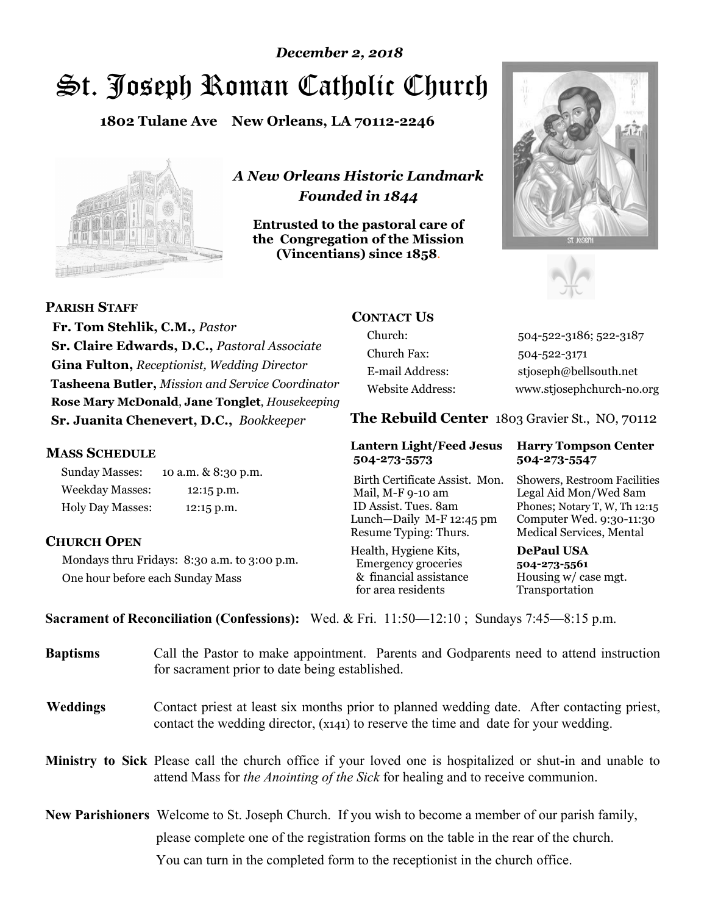*December 2, 2018*

# St. Joseph Roman Catholic Church

**1802 Tulane Ave New Orleans, LA 70112-2246**

*A New Orleans Historic Landmark*
*Founded in 1844*

**Entrusted to the pastoral care of the Congregation of the Mission (Vincentians) since 1858.**

## PARISH STAFF

**Fr. Tom Stehlik, C.M.,** *Pastor*
**Sr. Claire Edwards, D.C.,** *Pastoral Associate*
**Gina Fulton,** *Receptionist, Wedding Director*
**Tasheena Butler,** *Mission and Service Coordinator*
**Rose Mary McDonald**, **Jane Tonglet**, *Housekeeping*
**Sr. Juanita Chenevert, D.C.,** *Bookkeeper*

## MASS SCHEDULE

| | |
|---|---|
| Sunday Masses: | 10 a.m. & 8:30 p.m. |
| Weekday Masses: | 12:15 p.m. |
| Holy Day Masses: | 12:15 p.m. |

## CHURCH OPEN

Mondays thru Fridays: 8:30 a.m. to 3:00 p.m.
One hour before each Sunday Mass

## CONTACT US

| | |
|---|---|
| Church: | 504-522-3186; 522-3187 |
| Church Fax: | 504-522-3171 |
| E-mail Address: | stjoseph@bellsouth.net |
| Website Address: | www.stjosephchurch-no.org |

## The Rebuild Center 1803 Gravier St., NO, 70112

**Lantern Light/Feed Jesus 504-273-5573**

Birth Certificate Assist. Mon.
Mail, M-F 9-10 am
ID Assist. Tues. 8am
Lunch—Daily M-F 12:45 pm
Resume Typing: Thurs.
Health, Hygiene Kits, Emergency groceries & financial assistance for area residents

**Harry Tompson Center 504-273-5547**

Showers, Restroom Facilities
Legal Aid Mon/Wed 8am
Phones; Notary T, W, Th 12:15
Computer Wed. 9:30-11:30
Medical Services, Mental

**DePaul USA 504-273-5561**

Housing w/ case mgt.
Transportation

**Sacrament of Reconciliation (Confessions):** Wed. & Fri. 11:50—12:10 ; Sundays 7:45—8:15 p.m.

**Baptisms** Call the Pastor to make appointment. Parents and Godparents need to attend instruction for sacrament prior to date being established.

**Weddings** Contact priest at least six months prior to planned wedding date. After contacting priest, contact the wedding director, (x141) to reserve the time and date for your wedding.

**Ministry to Sick** Please call the church office if your loved one is hospitalized or shut-in and unable to attend Mass for *the Anointing of the Sick* for healing and to receive communion.

**New Parishioners** Welcome to St. Joseph Church. If you wish to become a member of our parish family, please complete one of the registration forms on the table in the rear of the church. You can turn in the completed form to the receptionist in the church office.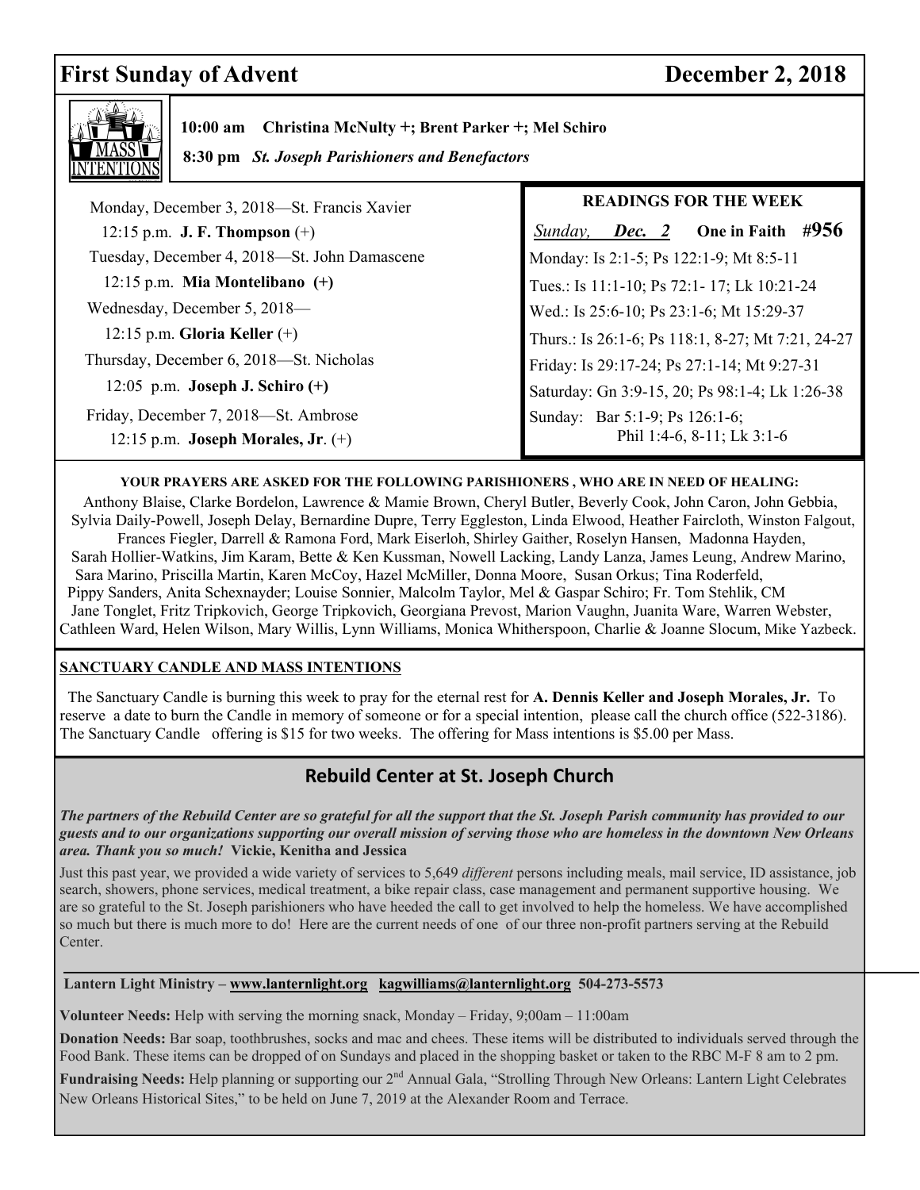# First Sunday of Advent December 2, 2018

**MASS INTENTIONS**

**10:00 am Christina McNulty +; Brent Parker +; Mel Schiro**

**8:30 pm** ***St. Joseph Parishioners and Benefactors***

Monday, December 3, 2018—St. Francis Xavier
12:15 p.m. **J. F. Thompson** (+)

Tuesday, December 4, 2018—St. John Damascene
12:15 p.m. **Mia Montelibano (+)**

Wednesday, December 5, 2018—
12:15 p.m. **Gloria Keller** (+)

Thursday, December 6, 2018—St. Nicholas
12:05 p.m. **Joseph J. Schiro (+)**

Friday, December 7, 2018—St. Ambrose
12:15 p.m. **Joseph Morales, Jr**. (+)

**READINGS FOR THE WEEK**

*Sunday,* ***Dec. 2*** **One in Faith #956**

Monday: Is 2:1-5; Ps 122:1-9; Mt 8:5-11

Tues.: Is 11:1-10; Ps 72:1- 17; Lk 10:21-24

Wed.: Is 25:6-10; Ps 23:1-6; Mt 15:29-37

Thurs.: Is 26:1-6; Ps 118:1, 8-27; Mt 7:21, 24-27

Friday: Is 29:17-24; Ps 27:1-14; Mt 9:27-31

Saturday: Gn 3:9-15, 20; Ps 98:1-4; Lk 1:26-38

Sunday: Bar 5:1-9; Ps 126:1-6; Phil 1:4-6, 8-11; Lk 3:1-6

**YOUR PRAYERS ARE ASKED FOR THE FOLLOWING PARISHIONERS , WHO ARE IN NEED OF HEALING:**

Anthony Blaise, Clarke Bordelon, Lawrence & Mamie Brown, Cheryl Butler, Beverly Cook, John Caron, John Gebbia, Sylvia Daily-Powell, Joseph Delay, Bernardine Dupre, Terry Eggleston, Linda Elwood, Heather Faircloth, Winston Falgout, Frances Fiegler, Darrell & Ramona Ford, Mark Eiserloh, Shirley Gaither, Roselyn Hansen, Madonna Hayden, Sarah Hollier-Watkins, Jim Karam, Bette & Ken Kussman, Nowell Lacking, Landy Lanza, James Leung, Andrew Marino, Sara Marino, Priscilla Martin, Karen McCoy, Hazel McMiller, Donna Moore, Susan Orkus; Tina Roderfeld, Pippy Sanders, Anita Schexnayder; Louise Sonnier, Malcolm Taylor, Mel & Gaspar Schiro; Fr. Tom Stehlik, CM Jane Tonglet, Fritz Tripkovich, George Tripkovich, Georgiana Prevost, Marion Vaughn, Juanita Ware, Warren Webster, Cathleen Ward, Helen Wilson, Mary Willis, Lynn Williams, Monica Whitherspoon, Charlie & Joanne Slocum, Mike Yazbeck.

**SANCTUARY CANDLE AND MASS INTENTIONS**

The Sanctuary Candle is burning this week to pray for the eternal rest for **A. Dennis Keller and Joseph Morales, Jr.** To reserve a date to burn the Candle in memory of someone or for a special intention, please call the church office (522-3186). The Sanctuary Candle offering is $15 for two weeks. The offering for Mass intentions is $5.00 per Mass.

## Rebuild Center at St. Joseph Church

***The partners of the Rebuild Center are so grateful for all the support that the St. Joseph Parish community has provided to our guests and to our organizations supporting our overall mission of serving those who are homeless in the downtown New Orleans area. Thank you so much!*** **Vickie, Kenitha and Jessica**

Just this past year, we provided a wide variety of services to 5,649 *different* persons including meals, mail service, ID assistance, job search, showers, phone services, medical treatment, a bike repair class, case management and permanent supportive housing. We are so grateful to the St. Joseph parishioners who have heeded the call to get involved to help the homeless. We have accomplished so much but there is much more to do! Here are the current needs of one of our three non-profit partners serving at the Rebuild Center.

**Lantern Light Ministry – www.lanternlight.org kagwilliams@lanternlight.org 504-273-5573**

**Volunteer Needs:** Help with serving the morning snack, Monday – Friday, 9;00am – 11:00am

**Donation Needs:** Bar soap, toothbrushes, socks and mac and chees. These items will be distributed to individuals served through the Food Bank. These items can be dropped of on Sundays and placed in the shopping basket or taken to the RBC M-F 8 am to 2 pm.

**Fundraising Needs:** Help planning or supporting our 2nd Annual Gala, "Strolling Through New Orleans: Lantern Light Celebrates New Orleans Historical Sites," to be held on June 7, 2019 at the Alexander Room and Terrace.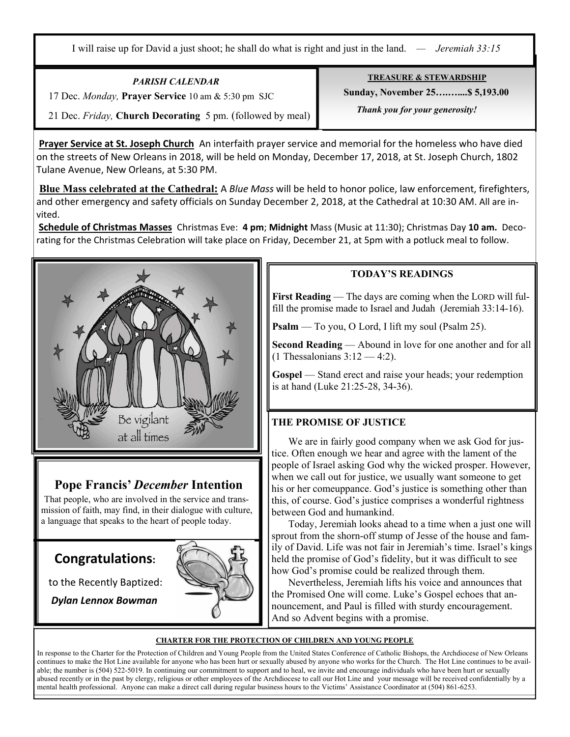I will raise up for David a just shoot; he shall do what is right and just in the land. — *Jeremiah 33:15*

***PARISH CALENDAR***

17 Dec. *Monday,* **Prayer Service** 10 am & 5:30 pm SJC

21 Dec. *Friday,* **Church Decorating** 5 pm. (followed by meal)

**TREASURE & STEWARDSHIP**

**Sunday, November 25…….....$ 5,193.00**

***Thank you for your generosity!***

**Prayer Service at St. Joseph Church** An interfaith prayer service and memorial for the homeless who have died on the streets of New Orleans in 2018, will be held on Monday, December 17, 2018, at St. Joseph Church, 1802 Tulane Avenue, New Orleans, at 5:30 PM.

**Blue Mass celebrated at the Cathedral:** A *Blue Mass* will be held to honor police, law enforcement, firefighters, and other emergency and safety officials on Sunday December 2, 2018, at the Cathedral at 10:30 AM. All are invited.

**Schedule of Christmas Masses** Christmas Eve: **4 pm**; **Midnight** Mass (Music at 11:30); Christmas Day **10 am.** Decorating for the Christmas Celebration will take place on Friday, December 21, at 5pm with a potluck meal to follow.

Be vigilant at all times

## Pope Francis' *December* Intention

That people, who are involved in the service and transmission of faith, may find, in their dialogue with culture, a language that speaks to the heart of people today.

## Congratulations:

to the Recently Baptized:

***Dylan Lennox Bowman***

### TODAY'S READINGS

**First Reading** — The days are coming when the LORD will fulfill the promise made to Israel and Judah (Jeremiah 33:14-16).

**Psalm** — To you, O Lord, I lift my soul (Psalm 25).

**Second Reading** — Abound in love for one another and for all (1 Thessalonians 3:12 — 4:2).

**Gospel** — Stand erect and raise your heads; your redemption is at hand (Luke 21:25-28, 34-36).

### THE PROMISE OF JUSTICE

We are in fairly good company when we ask God for justice. Often enough we hear and agree with the lament of the people of Israel asking God why the wicked prosper. However, when we call out for justice, we usually want someone to get his or her comeuppance. God's justice is something other than this, of course. God's justice comprises a wonderful rightness between God and humankind.

Today, Jeremiah looks ahead to a time when a just one will sprout from the shorn-off stump of Jesse of the house and family of David. Life was not fair in Jeremiah's time. Israel's kings held the promise of God's fidelity, but it was difficult to see how God's promise could be realized through them.

Nevertheless, Jeremiah lifts his voice and announces that the Promised One will come. Luke's Gospel echoes that announcement, and Paul is filled with sturdy encouragement. And so Advent begins with a promise.

**CHARTER FOR THE PROTECTION OF CHILDREN AND YOUNG PEOPLE**

In response to the Charter for the Protection of Children and Young People from the United States Conference of Catholic Bishops, the Archdiocese of New Orleans continues to make the Hot Line available for anyone who has been hurt or sexually abused by anyone who works for the Church. The Hot Line continues to be available; the number is (504) 522-5019. In continuing our commitment to support and to heal, we invite and encourage individuals who have been hurt or sexually abused recently or in the past by clergy, religious or other employees of the Archdiocese to call our Hot Line and your message will be received confidentially by a mental health professional. Anyone can make a direct call during regular business hours to the Victims' Assistance Coordinator at (504) 861-6253.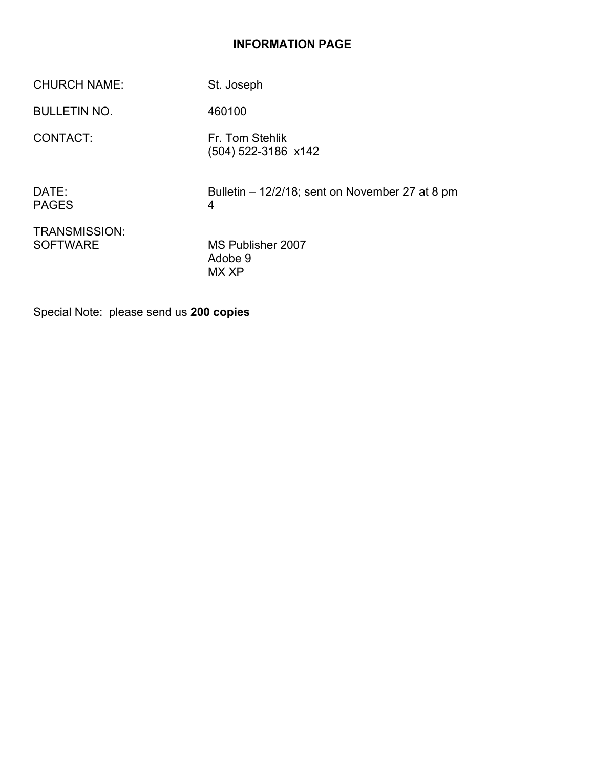# INFORMATION PAGE

| | |
|---|---|
| CHURCH NAME: | St. Joseph |
| BULLETIN NO. | 460100 |
| CONTACT: | Fr. Tom Stehlik<br>(504) 522-3186 x142 |
| DATE:<br>PAGES | Bulletin – 12/2/18; sent on November 27 at 8 pm<br>4 |
| TRANSMISSION:<br>SOFTWARE | MS Publisher 2007<br>Adobe 9<br>MX XP |

Special Note: please send us **200 copies**